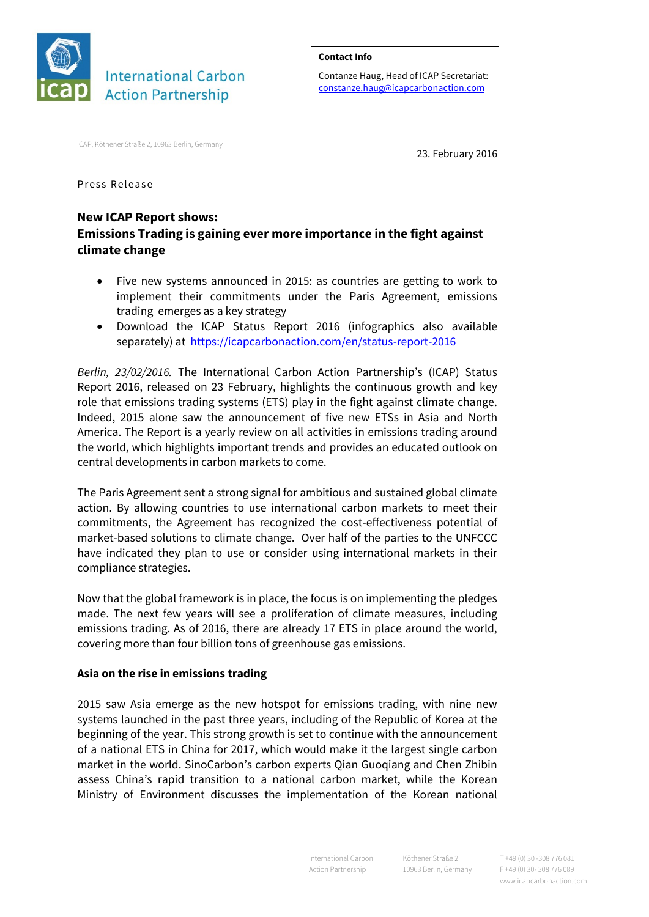International Carbon Action Partnership

**Contact Info**

Contanze Haug, Head of ICAP Secretariat:
constanze.haug@icapcarbonaction.com

ICAP, Köthener Straße 2, 10963 Berlin, Germany

23. February 2016

Press Release

## New ICAP Report shows: Emissions Trading is gaining ever more importance in the fight against climate change

- Five new systems announced in 2015: as countries are getting to work to implement their commitments under the Paris Agreement, emissions trading emerges as a key strategy
- Download the ICAP Status Report 2016 (infographics also available separately) at https://icapcarbonaction.com/en/status-report-2016

*Berlin, 23/02/2016.* The International Carbon Action Partnership's (ICAP) Status Report 2016, released on 23 February, highlights the continuous growth and key role that emissions trading systems (ETS) play in the fight against climate change. Indeed, 2015 alone saw the announcement of five new ETSs in Asia and North America. The Report is a yearly review on all activities in emissions trading around the world, which highlights important trends and provides an educated outlook on central developments in carbon markets to come.

The Paris Agreement sent a strong signal for ambitious and sustained global climate action. By allowing countries to use international carbon markets to meet their commitments, the Agreement has recognized the cost-effectiveness potential of market-based solutions to climate change. Over half of the parties to the UNFCCC have indicated they plan to use or consider using international markets in their compliance strategies.

Now that the global framework is in place, the focus is on implementing the pledges made. The next few years will see a proliferation of climate measures, including emissions trading. As of 2016, there are already 17 ETS in place around the world, covering more than four billion tons of greenhouse gas emissions.

### Asia on the rise in emissions trading

2015 saw Asia emerge as the new hotspot for emissions trading, with nine new systems launched in the past three years, including of the Republic of Korea at the beginning of the year. This strong growth is set to continue with the announcement of a national ETS in China for 2017, which would make it the largest single carbon market in the world. SinoCarbon's carbon experts Qian Guoqiang and Chen Zhibin assess China's rapid transition to a national carbon market, while the Korean Ministry of Environment discusses the implementation of the Korean national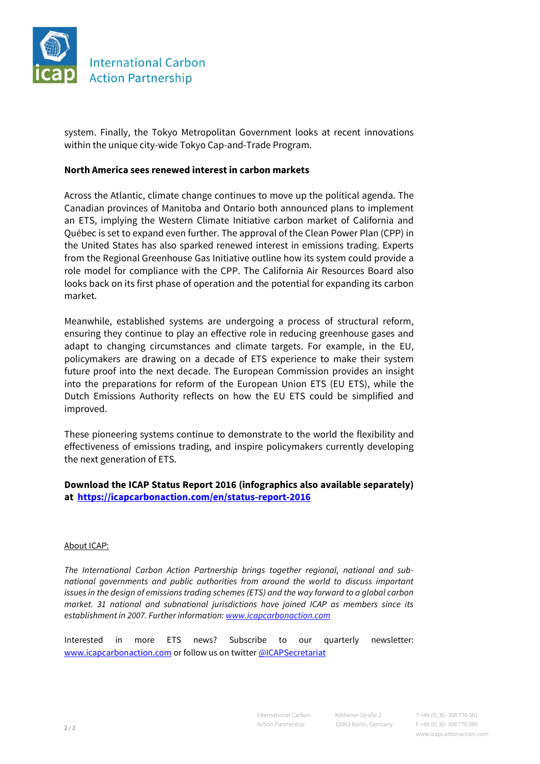system. Finally, the Tokyo Metropolitan Government looks at recent innovations within the unique city-wide Tokyo Cap-and-Trade Program.

**North America sees renewed interest in carbon markets**

Across the Atlantic, climate change continues to move up the political agenda. The Canadian provinces of Manitoba and Ontario both announced plans to implement an ETS, implying the Western Climate Initiative carbon market of California and Québec is set to expand even further. The approval of the Clean Power Plan (CPP) in the United States has also sparked renewed interest in emissions trading. Experts from the Regional Greenhouse Gas Initiative outline how its system could provide a role model for compliance with the CPP. The California Air Resources Board also looks back on its first phase of operation and the potential for expanding its carbon market.

Meanwhile, established systems are undergoing a process of structural reform, ensuring they continue to play an effective role in reducing greenhouse gases and adapt to changing circumstances and climate targets. For example, in the EU, policymakers are drawing on a decade of ETS experience to make their system future proof into the next decade. The European Commission provides an insight into the preparations for reform of the European Union ETS (EU ETS), while the Dutch Emissions Authority reflects on how the EU ETS could be simplified and improved.

These pioneering systems continue to demonstrate to the world the flexibility and effectiveness of emissions trading, and inspire policymakers currently developing the next generation of ETS.

**Download the ICAP Status Report 2016 (infographics also available separately) at [https://icapcarbonaction.com/en/status-report-2016](https://icapcarbonaction.com/en/status-report-2016)**

About ICAP:

*The International Carbon Action Partnership brings together regional, national and sub-national governments and public authorities from around the world to discuss important issues in the design of emissions trading schemes (ETS) and the way forward to a global carbon market. 31 national and subnational jurisdictions have joined ICAP as members since its establishment in 2007. Further information: [www.icapcarbonaction.com](http://www.icapcarbonaction.com)*

Interested in more ETS news? Subscribe to our quarterly newsletter: [www.icapcarbonaction.com](http://www.icapcarbonaction.com) or follow us on twitter [@ICAPSecretariat](https://twitter.com/ICAPSecretariat)

International Carbon Action Partnership
Köthener Straße 2
10963 Berlin, Germany
T +49 (0) 30 -308 776 081
F +49 (0) 30- 308 776 089
www.icapcarbonaction.com